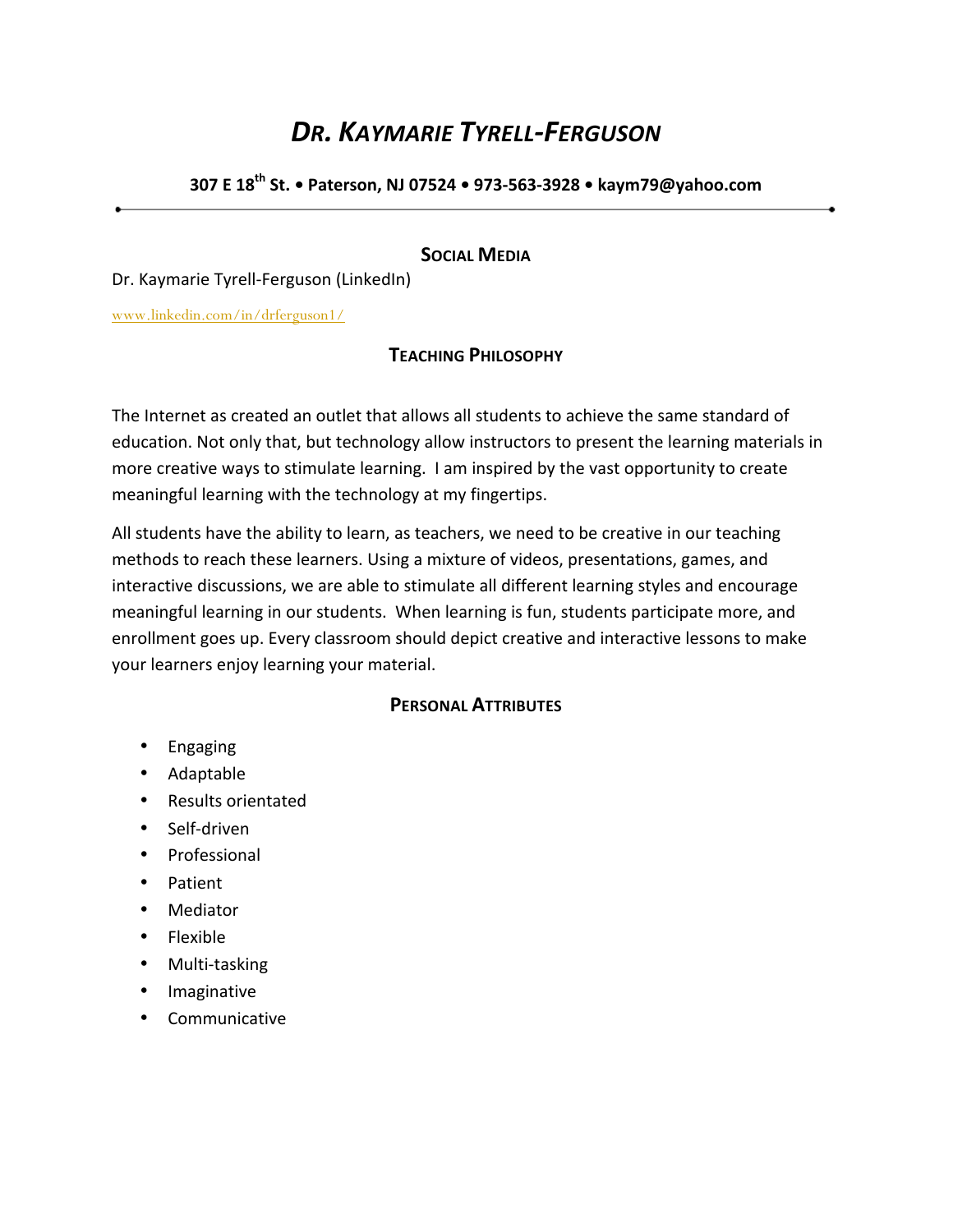# *Dr. Kaymarie Tyrell-Ferguson*

**307 E 18th St. • Paterson, NJ 07524 • 973-563-3928 • kaym79@yahoo.com**

---

## Social Media

Dr. Kaymarie Tyrell-Ferguson (LinkedIn)

www.linkedin.com/in/drferguson1/

## Teaching Philosophy

The Internet as created an outlet that allows all students to achieve the same standard of education. Not only that, but technology allow instructors to present the learning materials in more creative ways to stimulate learning. I am inspired by the vast opportunity to create meaningful learning with the technology at my fingertips.

All students have the ability to learn, as teachers, we need to be creative in our teaching methods to reach these learners. Using a mixture of videos, presentations, games, and interactive discussions, we are able to stimulate all different learning styles and encourage meaningful learning in our students. When learning is fun, students participate more, and enrollment goes up. Every classroom should depict creative and interactive lessons to make your learners enjoy learning your material.

## Personal Attributes

- Engaging
- Adaptable
- Results orientated
- Self-driven
- Professional
- Patient
- Mediator
- Flexible
- Multi-tasking
- Imaginative
- Communicative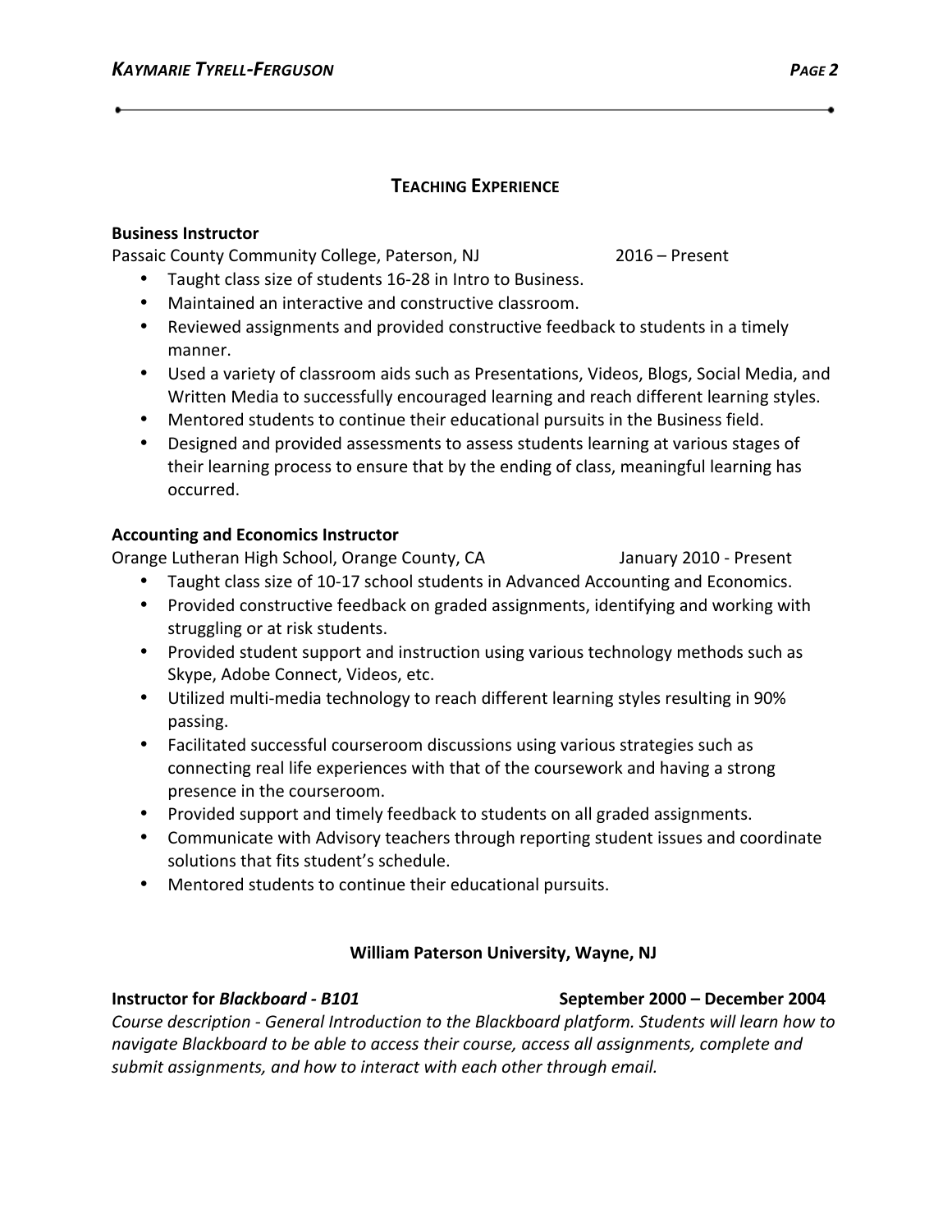## TEACHING EXPERIENCE

**Business Instructor**
Passaic County Community College, Paterson, NJ 2016 – Present

- Taught class size of students 16-28 in Intro to Business.
- Maintained an interactive and constructive classroom.
- Reviewed assignments and provided constructive feedback to students in a timely manner.
- Used a variety of classroom aids such as Presentations, Videos, Blogs, Social Media, and Written Media to successfully encouraged learning and reach different learning styles.
- Mentored students to continue their educational pursuits in the Business field.
- Designed and provided assessments to assess students learning at various stages of their learning process to ensure that by the ending of class, meaningful learning has occurred.

**Accounting and Economics Instructor**
Orange Lutheran High School, Orange County, CA January 2010 - Present

- Taught class size of 10-17 school students in Advanced Accounting and Economics.
- Provided constructive feedback on graded assignments, identifying and working with struggling or at risk students.
- Provided student support and instruction using various technology methods such as Skype, Adobe Connect, Videos, etc.
- Utilized multi-media technology to reach different learning styles resulting in 90% passing.
- Facilitated successful courseroom discussions using various strategies such as connecting real life experiences with that of the coursework and having a strong presence in the courseroom.
- Provided support and timely feedback to students on all graded assignments.
- Communicate with Advisory teachers through reporting student issues and coordinate solutions that fits student's schedule.
- Mentored students to continue their educational pursuits.

**William Paterson University, Wayne, NJ**

**Instructor for *Blackboard - B101*** **September 2000 – December 2004**
*Course description - General Introduction to the Blackboard platform. Students will learn how to navigate Blackboard to be able to access their course, access all assignments, complete and submit assignments, and how to interact with each other through email.*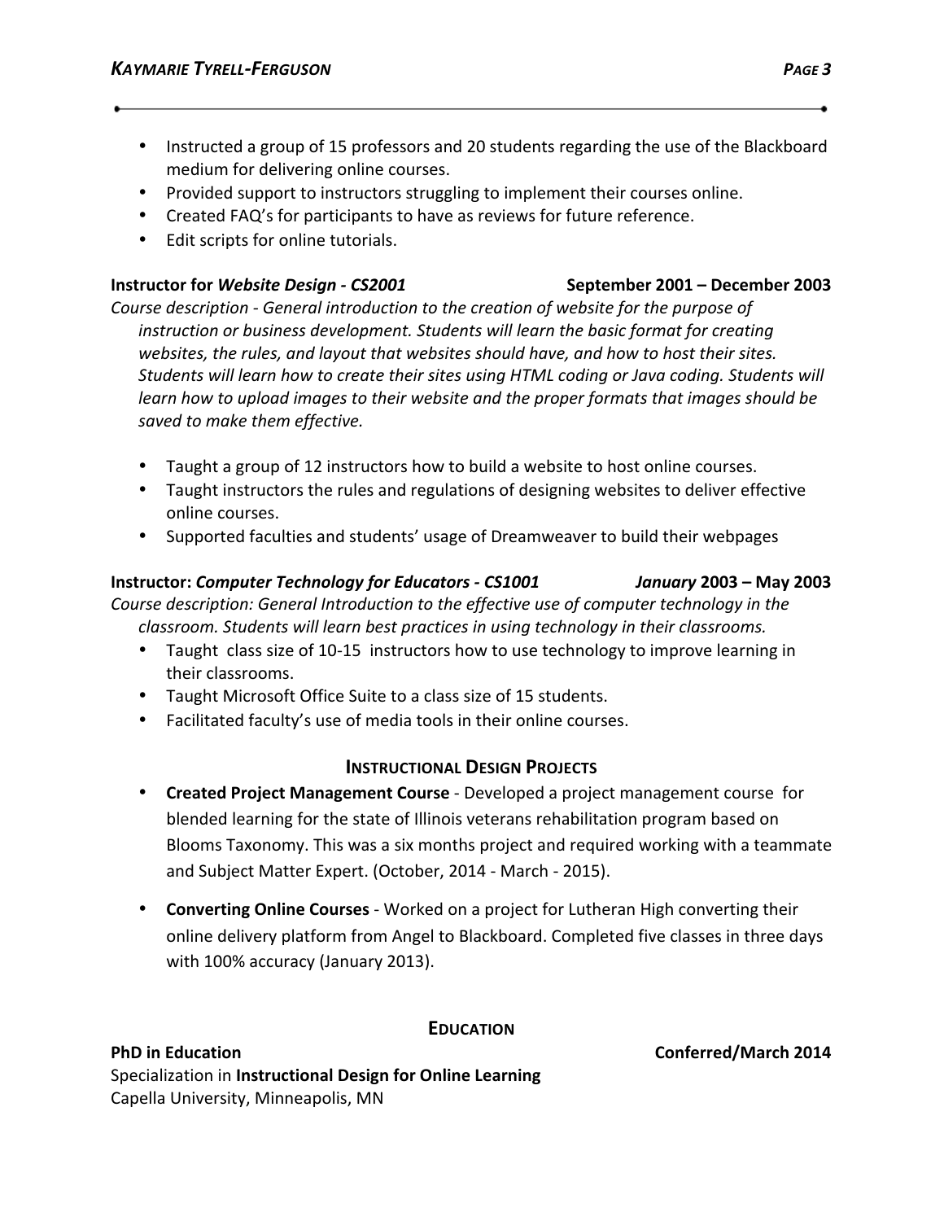- Instructed a group of 15 professors and 20 students regarding the use of the Blackboard medium for delivering online courses.
- Provided support to instructors struggling to implement their courses online.
- Created FAQ's for participants to have as reviews for future reference.
- Edit scripts for online tutorials.

**Instructor for *Website Design - CS2001*** **September 2001 – December 2003**

*Course description - General introduction to the creation of website for the purpose of instruction or business development. Students will learn the basic format for creating websites, the rules, and layout that websites should have, and how to host their sites. Students will learn how to create their sites using HTML coding or Java coding. Students will learn how to upload images to their website and the proper formats that images should be saved to make them effective.*

- Taught a group of 12 instructors how to build a website to host online courses.
- Taught instructors the rules and regulations of designing websites to deliver effective online courses.
- Supported faculties and students' usage of Dreamweaver to build their webpages

**Instructor: *Computer Technology for Educators - CS1001*** ***January* 2003 – May 2003**

*Course description: General Introduction to the effective use of computer technology in the classroom. Students will learn best practices in using technology in their classrooms.*

- Taught class size of 10-15 instructors how to use technology to improve learning in their classrooms.
- Taught Microsoft Office Suite to a class size of 15 students.
- Facilitated faculty's use of media tools in their online courses.

## Instructional Design Projects

- **Created Project Management Course** - Developed a project management course for blended learning for the state of Illinois veterans rehabilitation program based on Blooms Taxonomy. This was a six months project and required working with a teammate and Subject Matter Expert. (October, 2014 - March - 2015).

- **Converting Online Courses** - Worked on a project for Lutheran High converting their online delivery platform from Angel to Blackboard. Completed five classes in three days with 100% accuracy (January 2013).

## Education

**PhD in Education** **Conferred/March 2014**

Specialization in **Instructional Design for Online Learning**

Capella University, Minneapolis, MN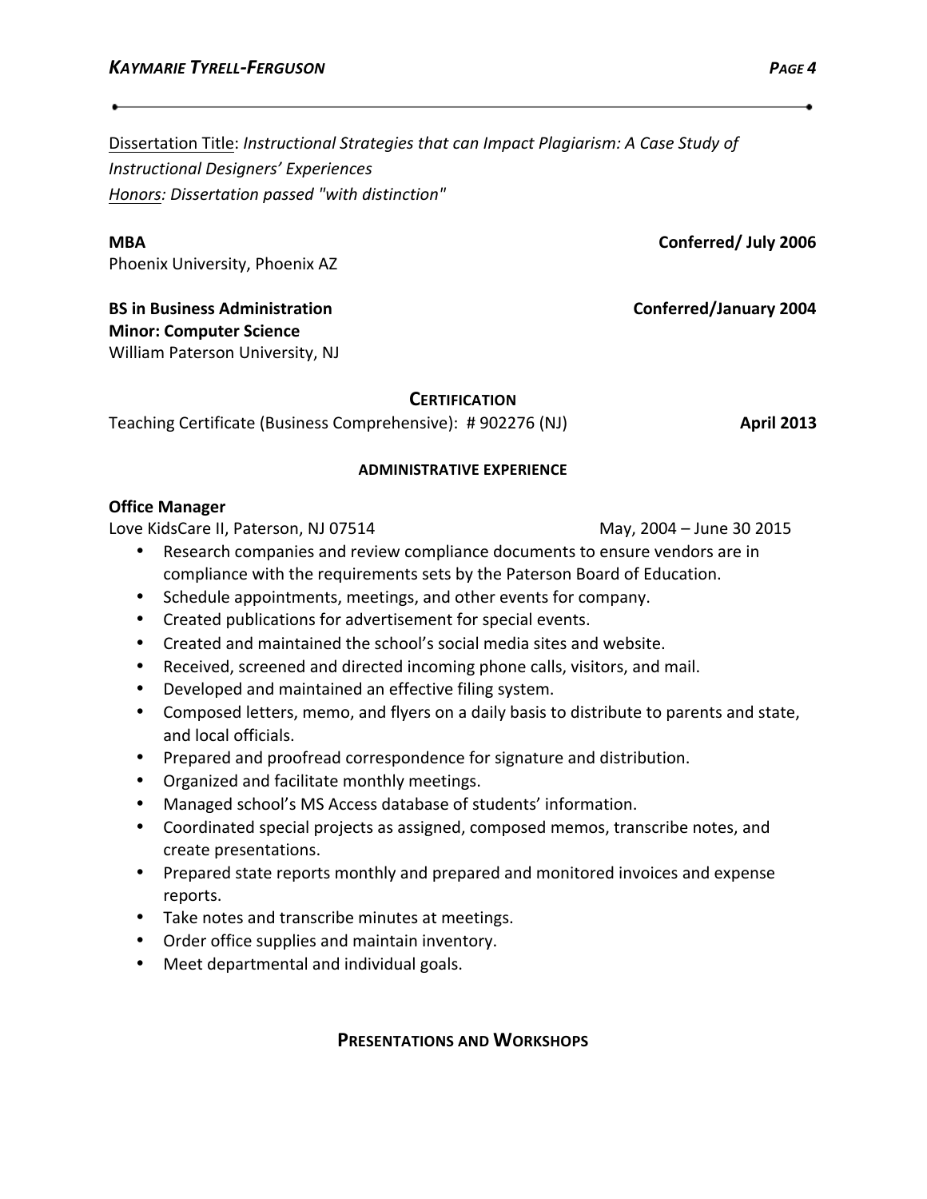Dissertation Title: *Instructional Strategies that can Impact Plagiarism: A Case Study of Instructional Designers' Experiences*
*Honors: Dissertation passed "with distinction"*

**MBA** **Conferred/ July 2006**
Phoenix University, Phoenix AZ

**BS in Business Administration** **Conferred/January 2004**
**Minor: Computer Science**
William Paterson University, NJ

## CERTIFICATION

Teaching Certificate (Business Comprehensive): # 902276 (NJ) **April 2013**

## ADMINISTRATIVE EXPERIENCE

**Office Manager**
Love KidsCare II, Paterson, NJ 07514 May, 2004 – June 30 2015

- Research companies and review compliance documents to ensure vendors are in compliance with the requirements sets by the Paterson Board of Education.
- Schedule appointments, meetings, and other events for company.
- Created publications for advertisement for special events.
- Created and maintained the school's social media sites and website.
- Received, screened and directed incoming phone calls, visitors, and mail.
- Developed and maintained an effective filing system.
- Composed letters, memo, and flyers on a daily basis to distribute to parents and state, and local officials.
- Prepared and proofread correspondence for signature and distribution.
- Organized and facilitate monthly meetings.
- Managed school's MS Access database of students' information.
- Coordinated special projects as assigned, composed memos, transcribe notes, and create presentations.
- Prepared state reports monthly and prepared and monitored invoices and expense reports.
- Take notes and transcribe minutes at meetings.
- Order office supplies and maintain inventory.
- Meet departmental and individual goals.

## PRESENTATIONS AND WORKSHOPS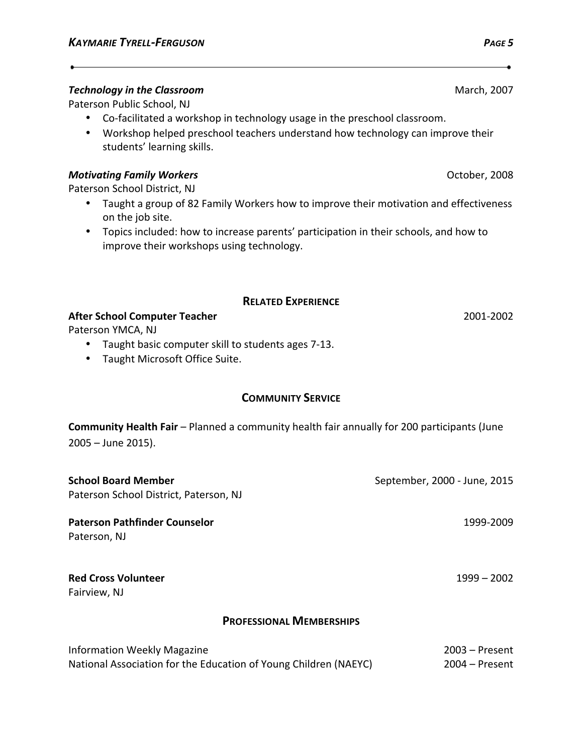***Technology in the Classroom*** — March, 2007

Paterson Public School, NJ

- Co-facilitated a workshop in technology usage in the preschool classroom.
- Workshop helped preschool teachers understand how technology can improve their students' learning skills.

***Motivating Family Workers*** — October, 2008

Paterson School District, NJ

- Taught a group of 82 Family Workers how to improve their motivation and effectiveness on the job site.
- Topics included: how to increase parents' participation in their schools, and how to improve their workshops using technology.

## RELATED EXPERIENCE

**After School Computer Teacher** — 2001-2002

Paterson YMCA, NJ

- Taught basic computer skill to students ages 7-13.
- Taught Microsoft Office Suite.

## COMMUNITY SERVICE

**Community Health Fair** – Planned a community health fair annually for 200 participants (June 2005 – June 2015).

**School Board Member** — September, 2000 - June, 2015

Paterson School District, Paterson, NJ

**Paterson Pathfinder Counselor** — 1999-2009

Paterson, NJ

**Red Cross Volunteer** — 1999 – 2002

Fairview, NJ

## PROFESSIONAL MEMBERSHIPS

Information Weekly Magazine — 2003 – Present

National Association for the Education of Young Children (NAEYC) — 2004 – Present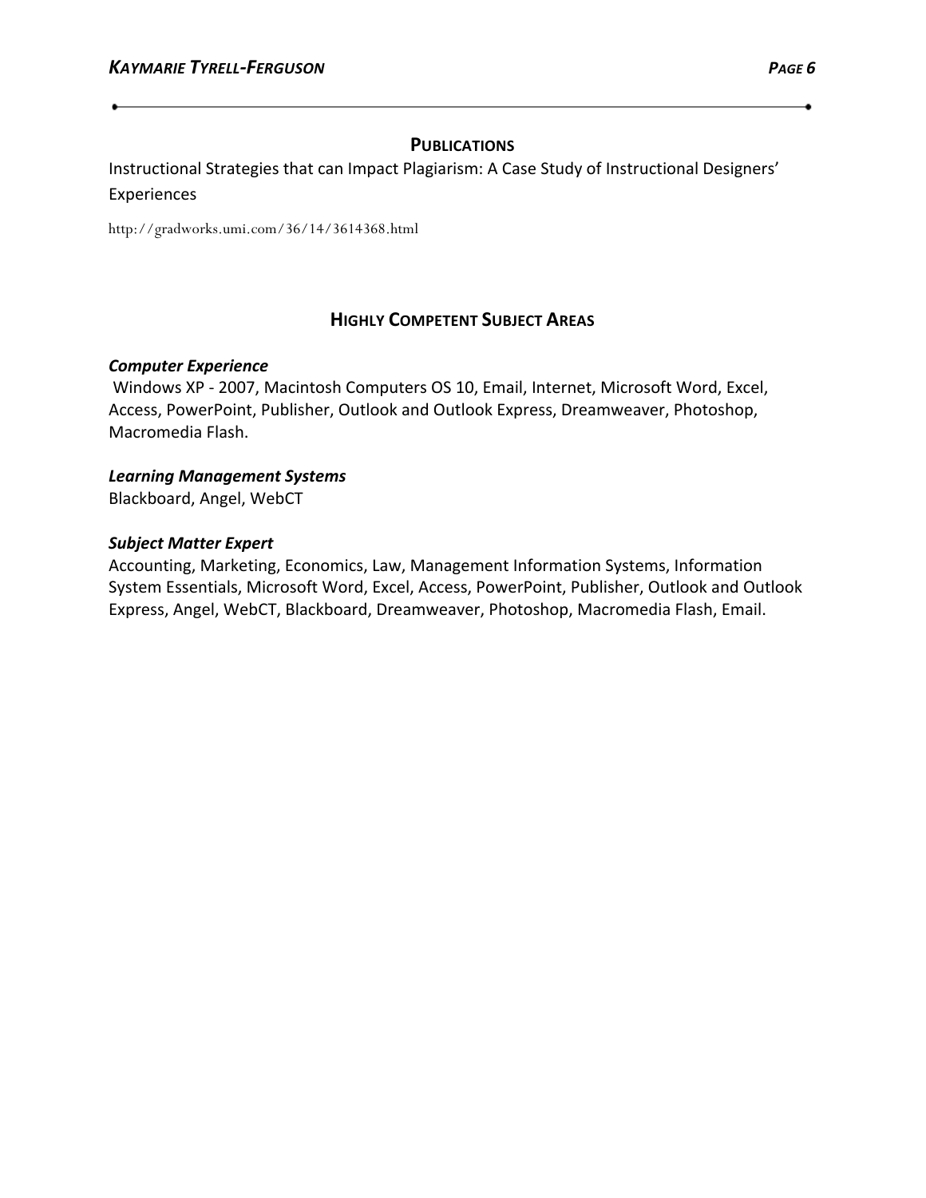## Publications

Instructional Strategies that can Impact Plagiarism: A Case Study of Instructional Designers' Experiences

http://gradworks.umi.com/36/14/3614368.html

## Highly Competent Subject Areas

***Computer Experience***

Windows XP - 2007, Macintosh Computers OS 10, Email, Internet, Microsoft Word, Excel, Access, PowerPoint, Publisher, Outlook and Outlook Express, Dreamweaver, Photoshop, Macromedia Flash.

***Learning Management Systems***

Blackboard, Angel, WebCT

***Subject Matter Expert***

Accounting, Marketing, Economics, Law, Management Information Systems, Information System Essentials, Microsoft Word, Excel, Access, PowerPoint, Publisher, Outlook and Outlook Express, Angel, WebCT, Blackboard, Dreamweaver, Photoshop, Macromedia Flash, Email.